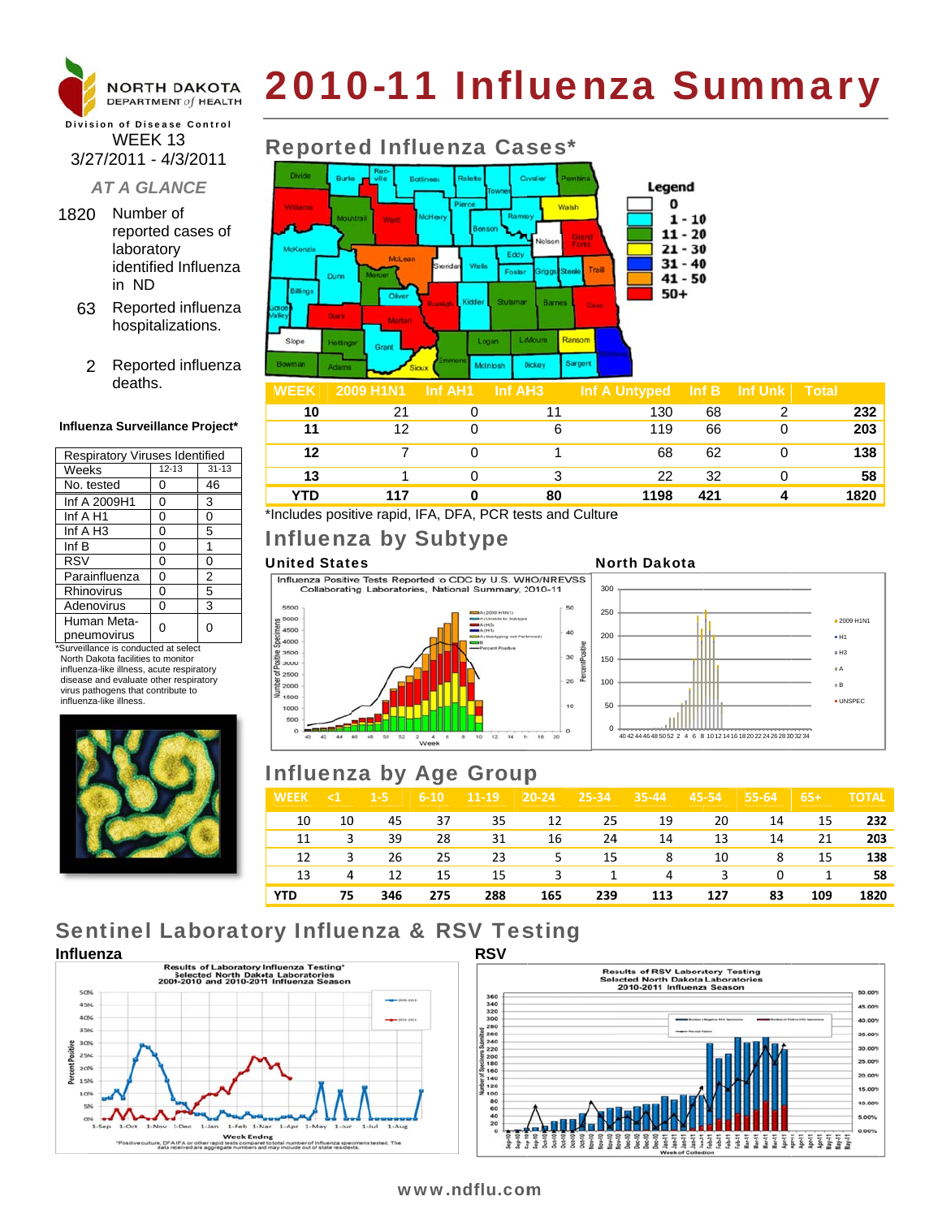NORTH DAKOTA DEPARTMENT of HEALTH

Division of Disease Control

# 2010-11 Influenza Summary

WEEK 13
3/27/2011 - 4/3/2011

*AT A GLANCE*

1820 Number of reported cases of laboratory identified Influenza in ND

63 Reported influenza hospitalizations.

2 Reported influenza deaths.

## Reported Influenza Cases*

Legend: 0; 1 - 10; 11 - 20; 21 - 30; 31 - 40; 41 - 50; 50+

| WEEK | 2009 H1N1 | Inf AH1 | Inf AH3 | Inf A Untyped | Inf B | Inf Unk | Total |
|---|---|---|---|---|---|---|---|
| 10 | 21 | 0 | 11 | 130 | 68 | 2 | 232 |
| 11 | 12 | 0 | 6 | 119 | 66 | 0 | 203 |
| 12 | 7 | 0 | 1 | 68 | 62 | 0 | 138 |
| 13 | 1 | 0 | 3 | 22 | 32 | 0 | 58 |
| YTD | 117 | 0 | 80 | 1198 | 421 | 4 | 1820 |

*Includes positive rapid, IFA, DFA, PCR tests and Culture

**Influenza Surveillance Project***

| Respiratory Viruses Identified | | |
|---|---|---|
| Weeks | 12-13 | 31-13 |
| No. tested | 0 | 46 |
| Inf A 2009H1 | 0 | 3 |
| Inf A H1 | 0 | 0 |
| Inf A H3 | 0 | 5 |
| Inf B | 0 | 1 |
| RSV | 0 | 0 |
| Parainfluenza | 0 | 2 |
| Rhinovirus | 0 | 5 |
| Adenovirus | 0 | 3 |
| Human Meta-pneumovirus | 0 | 0 |

*Surveillance is conducted at select North Dakota facilities to monitor influenza-like illness, acute respiratory disease and evaluate other respiratory virus pathogens that contribute to influenza-like illness.

## Influenza by Subtype

**United States**

Influenza Positive Tests Reported to CDC by U.S. WHO/NREVSS Collaborating Laboratories, National Summary, 2010-11

**North Dakota**

## Influenza by Age Group

| WEEK | <1 | 1-5 | 6-10 | 11-19 | 20-24 | 25-34 | 35-44 | 45-54 | 55-64 | 65+ | TOTAL |
|---|---|---|---|---|---|---|---|---|---|---|---|
| 10 | 10 | 45 | 37 | 35 | 12 | 25 | 19 | 20 | 14 | 15 | 232 |
| 11 | 3 | 39 | 28 | 31 | 16 | 24 | 14 | 13 | 14 | 21 | 203 |
| 12 | 3 | 26 | 25 | 23 | 5 | 15 | 8 | 10 | 8 | 15 | 138 |
| 13 | 4 | 12 | 15 | 15 | 3 | 1 | 4 | 3 | 0 | 1 | 58 |
| YTD | 75 | 346 | 275 | 288 | 165 | 239 | 113 | 127 | 83 | 109 | 1820 |

## Sentinel Laboratory Influenza & RSV Testing

**Influenza**

Results of Laboratory Influenza Testing* Selected North Dakota Laboratories 2009-2010 and 2010-2011 Influenza Season

*Positive culture, DFA, IFA or other rapid tests compared to total number of influenza specimens tested. The data received are aggregate numbers and may include out of state residents.

**RSV**

Results of RSV Laboratory Testing Selected North Dakota Laboratories 2010-2011 Influenza Season

www.ndflu.com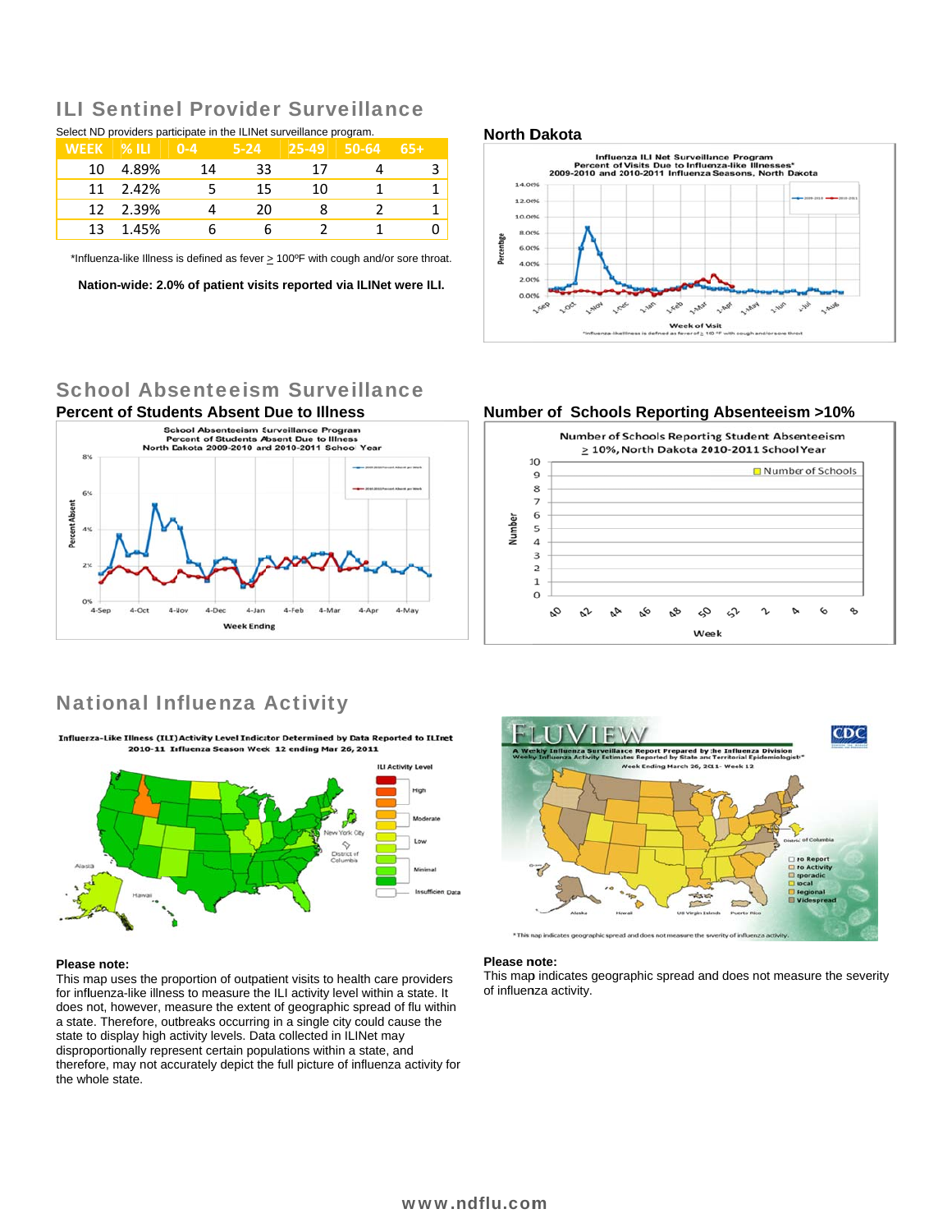## ILI Sentinel Provider Surveillance

Select ND providers participate in the ILINet surveillance program.

| WEEK | % ILI | 0-4 | 5-24 | 25-49 | 50-64 | 65+ |
|---|---|---|---|---|---|---|
| 10 | 4.89% | 14 | 33 | 17 | 4 | 3 |
| 11 | 2.42% | 5 | 15 | 10 | 1 | 1 |
| 12 | 2.39% | 4 | 20 | 8 | 2 | 1 |
| 13 | 1.45% | 6 | 6 | 2 | 1 | 0 |

*Influenza-like Illness is defined as fever ≥ 100ºF with cough and/or sore throat.

**Nation-wide: 2.0% of patient visits reported via ILINet were ILI.**

### North Dakota

Influenza ILI Net Surveillance Program
Percent of Visits Due to Influenza-like Illnesses*
2009-2010 and 2010-2011 Influenza Seasons, North Dakota

14.00%
12.00%
10.00%
8.00%
6.00%
4.00%
2.00%
0.00%

Percentage

1-Sep 1-Oct 1-Nov 1-Dec 1-Jan 1-Feb 1-Mar 1-Apr 1-May 1-Jun 1-Jul 1-Aug

Week of Visit

*Influenza-likeillness is defined as fever of ≥ 100 °F with cough and/or sore throat

## School Absenteeism Surveillance

### Percent of Students Absent Due to Illness

School Absenteeism Surveillance Program
Percent of Students Absent Due to Illness
North Dakota 2009-2010 and 2010-2011 School Year

8%
6%
4%
2%
0%

Percent Absent

4-Sep 4-Oct 4-Nov 4-Dec 4-Jan 4-Feb 4-Mar 4-Apr 4-May

Week Ending

### Number of Schools Reporting Absenteeism >10%

Number of Schools Reporting Student Absenteeism ≥ 10%, North Dakota 2010-2011 School Year

Number of Schools

10
9
8
7
6
5
4
3
2
1
0

Number

40 42 44 46 48 50 52 2 4 6 8

Week

## National Influenza Activity

Influenza-Like Illness (ILI) Activity Level Indicator Determined by Data Reported to ILINet
2010-11 Influenza Season Week 12 ending Mar 26, 2011

ILI Activity Level: High, Moderate, Low, Minimal, Insufficient Data

FLUVIEW
A Weekly Influenza Surveillance Report Prepared by the Influenza Division
Weekly Influenza Activity Estimates Reported by State and Territorial Epidemiologists*
Week Ending March 26, 2011- Week 12

No Report, No Activity, Sporadic, Local, Regional, Widespread

*This map indicates geographic spread and does not measure the severity of influenza activity.

**Please note:**
This map uses the proportion of outpatient visits to health care providers for influenza-like illness to measure the ILI activity level within a state. It does not, however, measure the extent of geographic spread of flu within a state. Therefore, outbreaks occurring in a single city could cause the state to display high activity levels. Data collected in ILINet may disproportionally represent certain populations within a state, and therefore, may not accurately depict the full picture of influenza activity for the whole state.

**Please note:**
This map indicates geographic spread and does not measure the severity of influenza activity.

www.ndflu.com